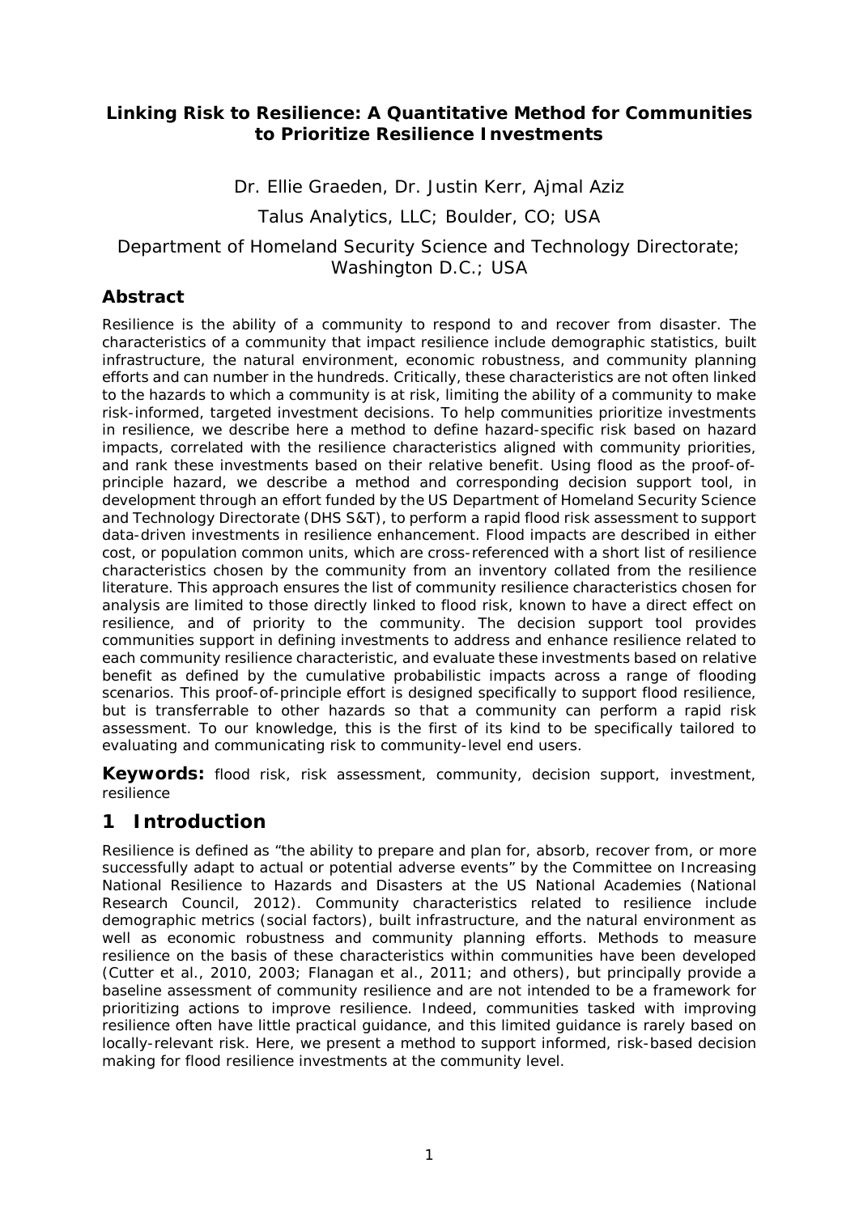# Linking Risk to Resilience: A Quantitative Method for Communities to Prioritize Resilience Investments

Dr. Ellie Graeden, Dr. Justin Kerr, Ajmal Aziz

Talus Analytics, LLC; Boulder, CO; USA

Department of Homeland Security Science and Technology Directorate; Washington D.C.; USA

## Abstract

Resilience is the ability of a community to respond to and recover from disaster. The characteristics of a community that impact resilience include demographic statistics, built infrastructure, the natural environment, economic robustness, and community planning efforts and can number in the hundreds. Critically, these characteristics are not often linked to the hazards to which a community is at risk, limiting the ability of a community to make risk-informed, targeted investment decisions. To help communities prioritize investments in resilience, we describe here a method to define hazard-specific risk based on hazard impacts, correlated with the resilience characteristics aligned with community priorities, and rank these investments based on their relative benefit. Using flood as the proof-of-principle hazard, we describe a method and corresponding decision support tool, in development through an effort funded by the US Department of Homeland Security Science and Technology Directorate (DHS S&T), to perform a rapid flood risk assessment to support data-driven investments in resilience enhancement. Flood impacts are described in either cost, or population common units, which are cross-referenced with a short list of resilience characteristics chosen by the community from an inventory collated from the resilience literature. This approach ensures the list of community resilience characteristics chosen for analysis are limited to those directly linked to flood risk, known to have a direct effect on resilience, and of priority to the community. The decision support tool provides communities support in defining investments to address and enhance resilience related to each community resilience characteristic, and evaluate these investments based on relative benefit as defined by the cumulative probabilistic impacts across a range of flooding scenarios. This proof-of-principle effort is designed specifically to support flood resilience, but is transferrable to other hazards so that a community can perform a rapid risk assessment. To our knowledge, this is the first of its kind to be specifically tailored to evaluating and communicating risk to community-level end users.

**Keywords:** flood risk, risk assessment, community, decision support, investment, resilience

## 1 Introduction

Resilience is defined as "the ability to prepare and plan for, absorb, recover from, or more successfully adapt to actual or potential adverse events" by the Committee on Increasing National Resilience to Hazards and Disasters at the US National Academies (National Research Council, 2012). Community characteristics related to resilience include demographic metrics (social factors), built infrastructure, and the natural environment as well as economic robustness and community planning efforts. Methods to measure resilience on the basis of these characteristics within communities have been developed (Cutter et al., 2010, 2003; Flanagan et al., 2011; and others), but principally provide a baseline assessment of community resilience and are not intended to be a framework for prioritizing actions to improve resilience. Indeed, communities tasked with improving resilience often have little practical guidance, and this limited guidance is rarely based on locally-relevant risk. Here, we present a method to support informed, risk-based decision making for flood resilience investments at the community level.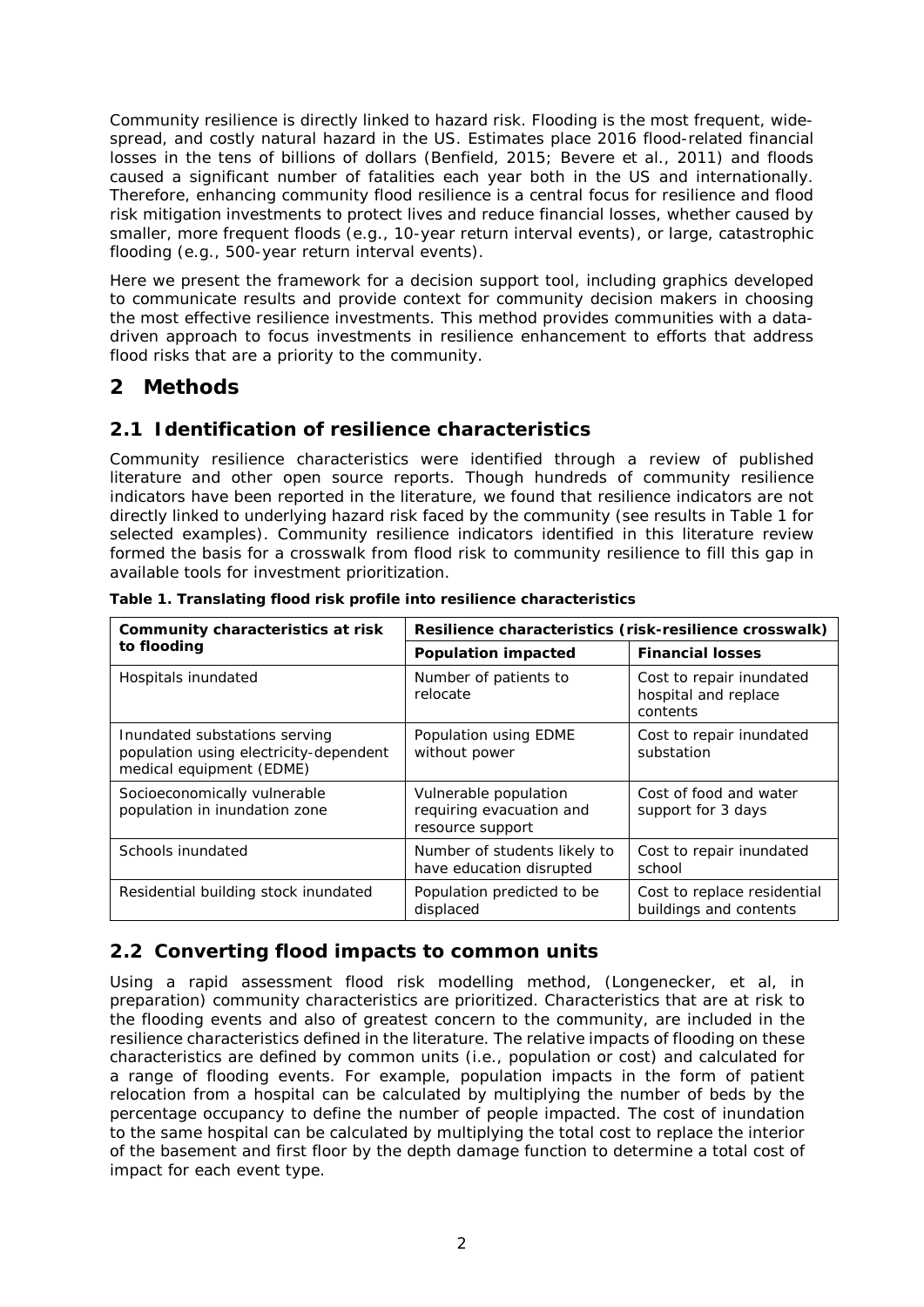Community resilience is directly linked to hazard risk. Flooding is the most frequent, wide-spread, and costly natural hazard in the US. Estimates place 2016 flood-related financial losses in the tens of billions of dollars (Benfield, 2015; Bevere et al., 2011) and floods caused a significant number of fatalities each year both in the US and internationally. Therefore, enhancing community flood resilience is a central focus for resilience and flood risk mitigation investments to protect lives and reduce financial losses, whether caused by smaller, more frequent floods (e.g., 10-year return interval events), or large, catastrophic flooding (e.g., 500-year return interval events).

Here we present the framework for a decision support tool, including graphics developed to communicate results and provide context for community decision makers in choosing the most effective resilience investments. This method provides communities with a data-driven approach to focus investments in resilience enhancement to efforts that address flood risks that are a priority to the community.

# 2 Methods

## 2.1 Identification of resilience characteristics

Community resilience characteristics were identified through a review of published literature and other open source reports. Though hundreds of community resilience indicators have been reported in the literature, we found that resilience indicators are not directly linked to underlying hazard risk faced by the community (see results in Table 1 for selected examples). Community resilience indicators identified in this literature review formed the basis for a crosswalk from flood risk to community resilience to fill this gap in available tools for investment prioritization.

**Table 1. Translating flood risk profile into resilience characteristics**

| Community characteristics at risk to flooding | Resilience characteristics (risk-resilience crosswalk) | |
|---|---|---|
| | **Population impacted** | **Financial losses** |
| Hospitals inundated | Number of patients to relocate | Cost to repair inundated hospital and replace contents |
| Inundated substations serving population using electricity-dependent medical equipment (EDME) | Population using EDME without power | Cost to repair inundated substation |
| Socioeconomically vulnerable population in inundation zone | Vulnerable population requiring evacuation and resource support | Cost of food and water support for 3 days |
| Schools inundated | Number of students likely to have education disrupted | Cost to repair inundated school |
| Residential building stock inundated | Population predicted to be displaced | Cost to replace residential buildings and contents |

## 2.2 Converting flood impacts to common units

Using a rapid assessment flood risk modelling method, (Longenecker, et al, in preparation) community characteristics are prioritized. Characteristics that are at risk to the flooding events and also of greatest concern to the community, are included in the resilience characteristics defined in the literature. The relative impacts of flooding on these characteristics are defined by common units (i.e., population or cost) and calculated for a range of flooding events. For example, population impacts in the form of patient relocation from a hospital can be calculated by multiplying the number of beds by the percentage occupancy to define the number of people impacted. The cost of inundation to the same hospital can be calculated by multiplying the total cost to replace the interior of the basement and first floor by the depth damage function to determine a total cost of impact for each event type.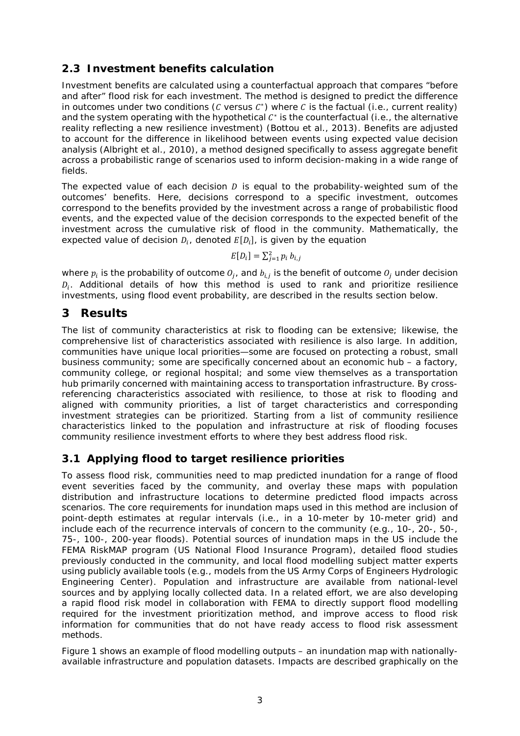## 2.3 Investment benefits calculation

Investment benefits are calculated using a counterfactual approach that compares "before and after" flood risk for each investment. The method is designed to predict the difference in outcomes under two conditions ($C$ versus $C^*$) where $C$ is the factual (i.e., current reality) and the system operating with the hypothetical $C^*$ is the counterfactual (i.e., the alternative reality reflecting a new resilience investment) (Bottou et al., 2013). Benefits are adjusted to account for the difference in likelihood between events using expected value decision analysis (Albright et al., 2010), a method designed specifically to assess aggregate benefit across a probabilistic range of scenarios used to inform decision-making in a wide range of fields.

The expected value of each decision $D$ is equal to the probability-weighted sum of the outcomes' benefits. Here, decisions correspond to a specific investment, outcomes correspond to the benefits provided by the investment across a range of probabilistic flood events, and the expected value of the decision corresponds to the expected benefit of the investment across the cumulative risk of flood in the community. Mathematically, the expected value of decision $D_i$, denoted $E[D_i]$, is given by the equation

$$E[D_i] = \sum_{j=1}^{2} p_i \, b_{i,j}$$

where $p_i$ is the probability of outcome $O_j$, and $b_{i,j}$ is the benefit of outcome $O_j$ under decision $D_i$. Additional details of how this method is used to rank and prioritize resilience investments, using flood event probability, are described in the results section below.

# 3 Results

The list of community characteristics at risk to flooding can be extensive; likewise, the comprehensive list of characteristics associated with resilience is also large. In addition, communities have unique local priorities—some are focused on protecting a robust, small business community; some are specifically concerned about an economic hub – a factory, community college, or regional hospital; and some view themselves as a transportation hub primarily concerned with maintaining access to transportation infrastructure. By cross-referencing characteristics associated with resilience, to those at risk to flooding and aligned with community priorities, a list of target characteristics and corresponding investment strategies can be prioritized. Starting from a list of community resilience characteristics linked to the population and infrastructure at risk of flooding focuses community resilience investment efforts to where they best address flood risk.

## 3.1 Applying flood to target resilience priorities

To assess flood risk, communities need to map predicted inundation for a range of flood event severities faced by the community, and overlay these maps with population distribution and infrastructure locations to determine predicted flood impacts across scenarios. The core requirements for inundation maps used in this method are inclusion of point-depth estimates at regular intervals (i.e., in a 10-meter by 10-meter grid) and include each of the recurrence intervals of concern to the community (e.g., 10-, 20-, 50-, 75-, 100-, 200-year floods). Potential sources of inundation maps in the US include the FEMA RiskMAP program (US National Flood Insurance Program), detailed flood studies previously conducted in the community, and local flood modelling subject matter experts using publicly available tools (e.g., models from the US Army Corps of Engineers Hydrologic Engineering Center). Population and infrastructure are available from national-level sources and by applying locally collected data. In a related effort, we are also developing a rapid flood risk model in collaboration with FEMA to directly support flood modelling required for the investment prioritization method, and improve access to flood risk information for communities that do not have ready access to flood risk assessment methods.

Figure 1 shows an example of flood modelling outputs – an inundation map with nationally-available infrastructure and population datasets. Impacts are described graphically on the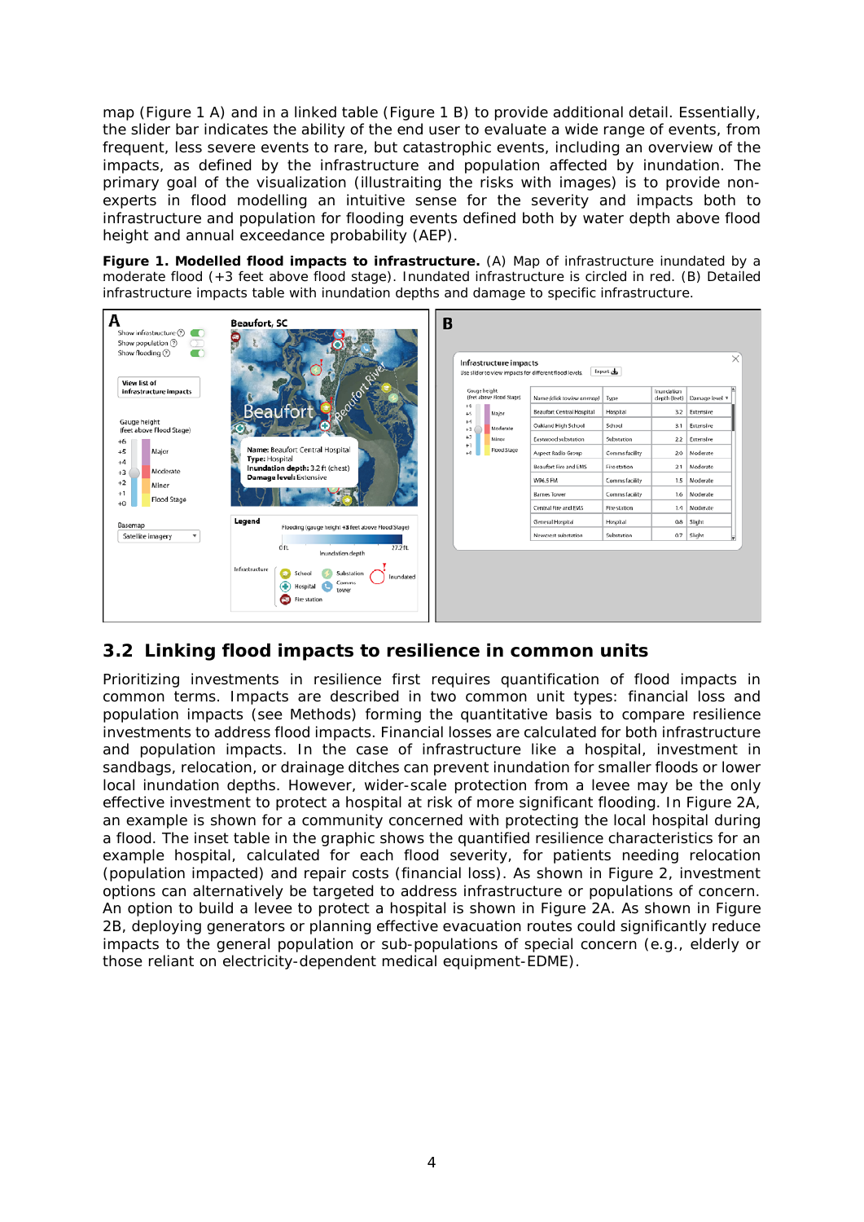map (Figure 1 A) and in a linked table (Figure 1 B) to provide additional detail. Essentially, the slider bar indicates the ability of the end user to evaluate a wide range of events, from frequent, less severe events to rare, but catastrophic events, including an overview of the impacts, as defined by the infrastructure and population affected by inundation. The primary goal of the visualization (illustraiting the risks with images) is to provide non-experts in flood modelling an intuitive sense for the severity and impacts both to infrastructure and population for flooding events defined both by water depth above flood height and annual exceedance probability (AEP).

**Figure 1. Modelled flood impacts to infrastructure.** (A) Map of infrastructure inundated by a moderate flood (+3 feet above flood stage). Inundated infrastructure is circled in red. (B) Detailed infrastructure impacts table with inundation depths and damage to specific infrastructure.

## 3.2 Linking flood impacts to resilience in common units

Prioritizing investments in resilience first requires quantification of flood impacts in common terms. Impacts are described in two common unit types: financial loss and population impacts (see Methods) forming the quantitative basis to compare resilience investments to address flood impacts. Financial losses are calculated for both infrastructure and population impacts. In the case of infrastructure like a hospital, investment in sandbags, relocation, or drainage ditches can prevent inundation for smaller floods or lower local inundation depths. However, wider-scale protection from a levee may be the only effective investment to protect a hospital at risk of more significant flooding. In Figure 2A, an example is shown for a community concerned with protecting the local hospital during a flood. The inset table in the graphic shows the quantified resilience characteristics for an example hospital, calculated for each flood severity, for patients needing relocation (population impacted) and repair costs (financial loss). As shown in Figure 2, investment options can alternatively be targeted to address infrastructure or populations of concern. An option to build a levee to protect a hospital is shown in Figure 2A. As shown in Figure 2B, deploying generators or planning effective evacuation routes could significantly reduce impacts to the general population or sub-populations of special concern (e.g., elderly or those reliant on electricity-dependent medical equipment-EDME).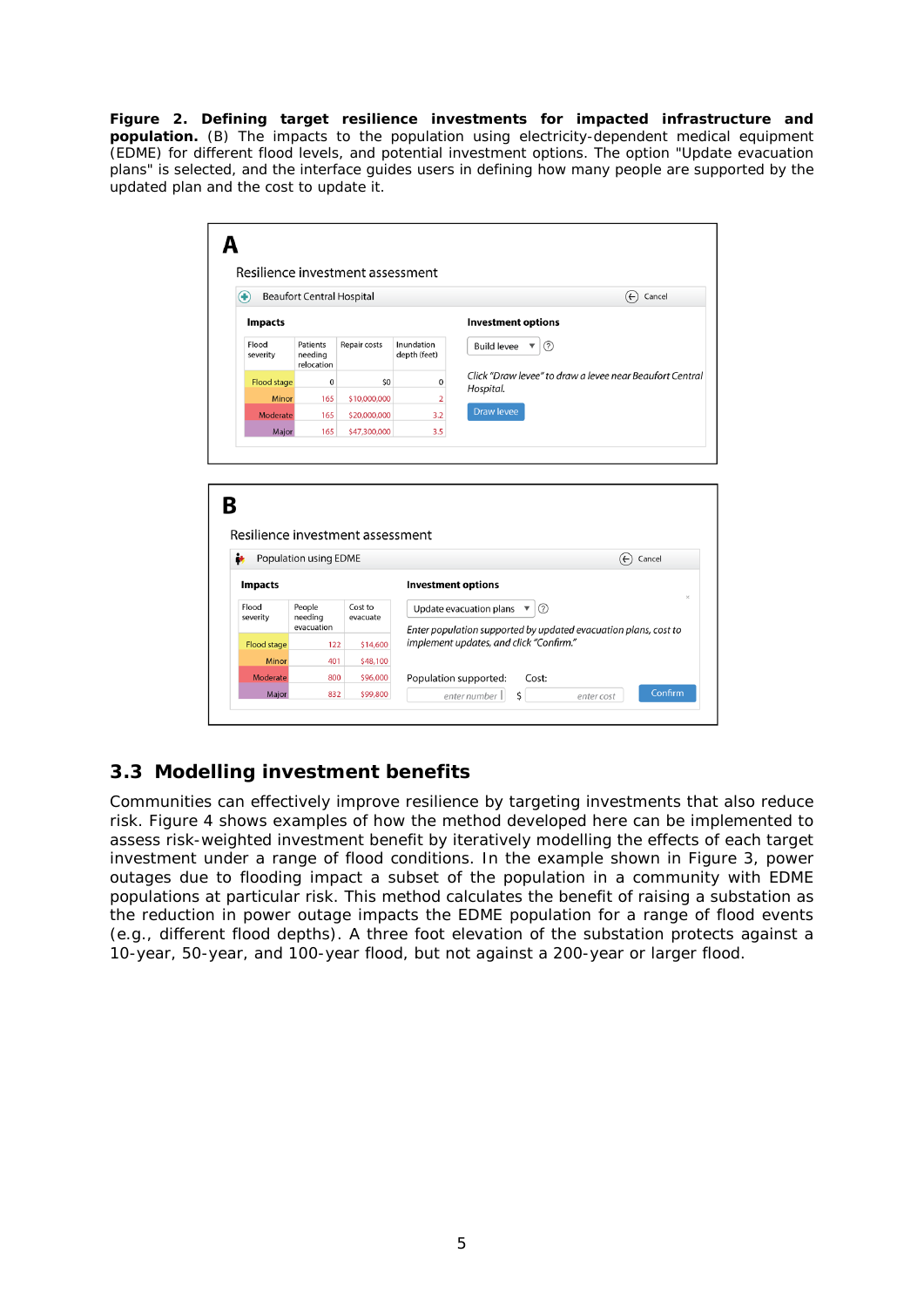**Figure 2. Defining target resilience investments for impacted infrastructure and population.** (B) The impacts to the population using electricity-dependent medical equipment (EDME) for different flood levels, and potential investment options. The option "Update evacuation plans" is selected, and the interface guides users in defining how many people are supported by the updated plan and the cost to update it.

**A**

Resilience investment assessment

Beaufort Central Hospital — Cancel

**Impacts**

| Flood severity | Patients needing relocation | Repair costs | Inundation depth (feet) |
|---|---|---|---|
| Flood stage | 0 | $0 | 0 |
| Minor | 165 | $10,000,000 | 2 |
| Moderate | 165 | $20,000,000 | 3.2 |
| Major | 165 | $47,300,000 | 3.5 |

**Investment options**

Build levee

*Click "Draw levee" to draw a levee near Beaufort Central Hospital.*

Draw levee

**B**

Resilience investment assessment

Population using EDME — Cancel

**Impacts**

| Flood severity | People needing evacuation | Cost to evacuate |
|---|---|---|
| Flood stage | 122 | $14,600 |
| Minor | 401 | $48,100 |
| Moderate | 800 | $96,000 |
| Major | 832 | $99,800 |

**Investment options**

Update evacuation plans

*Enter population supported by updated evacuation plans, cost to implement updates, and click "Confirm."*

Population supported: enter number — Cost: $ enter cost — Confirm

## 3.3 Modelling investment benefits

Communities can effectively improve resilience by targeting investments that also reduce risk. Figure 4 shows examples of how the method developed here can be implemented to assess risk-weighted investment benefit by iteratively modelling the effects of each target investment under a range of flood conditions. In the example shown in Figure 3, power outages due to flooding impact a subset of the population in a community with EDME populations at particular risk. This method calculates the benefit of raising a substation as the reduction in power outage impacts the EDME population for a range of flood events (e.g., different flood depths). A three foot elevation of the substation protects against a 10-year, 50-year, and 100-year flood, but not against a 200-year or larger flood.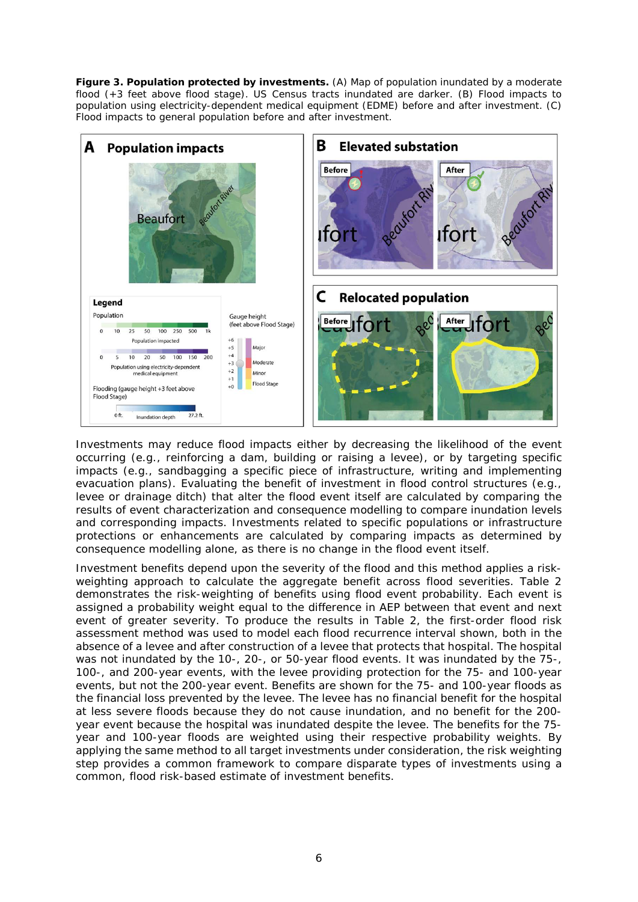**Figure 3. Population protected by investments.** (A) Map of population inundated by a moderate flood (+3 feet above flood stage). US Census tracts inundated are darker. (B) Flood impacts to population using electricity-dependent medical equipment (EDME) before and after investment. (C) Flood impacts to general population before and after investment.

Investments may reduce flood impacts either by decreasing the likelihood of the event occurring (e.g., reinforcing a dam, building or raising a levee), or by targeting specific impacts (e.g., sandbagging a specific piece of infrastructure, writing and implementing evacuation plans). Evaluating the benefit of investment in flood control structures (e.g., levee or drainage ditch) that alter the flood event itself are calculated by comparing the results of event characterization and consequence modelling to compare inundation levels and corresponding impacts. Investments related to specific populations or infrastructure protections or enhancements are calculated by comparing impacts as determined by consequence modelling alone, as there is no change in the flood event itself.

Investment benefits depend upon the severity of the flood and this method applies a risk-weighting approach to calculate the aggregate benefit across flood severities. Table 2 demonstrates the risk-weighting of benefits using flood event probability. Each event is assigned a probability weight equal to the difference in AEP between that event and next event of greater severity. To produce the results in Table 2, the first-order flood risk assessment method was used to model each flood recurrence interval shown, both in the absence of a levee and after construction of a levee that protects that hospital. The hospital was not inundated by the 10-, 20-, or 50-year flood events. It was inundated by the 75-, 100-, and 200-year events, with the levee providing protection for the 75- and 100-year events, but not the 200-year event. Benefits are shown for the 75- and 100-year floods as the financial loss prevented by the levee. The levee has no financial benefit for the hospital at less severe floods because they do not cause inundation, and no benefit for the 200-year event because the hospital was inundated despite the levee. The benefits for the 75-year and 100-year floods are weighted using their respective probability weights. By applying the same method to all target investments under consideration, the risk weighting step provides a common framework to compare disparate types of investments using a common, flood risk-based estimate of investment benefits.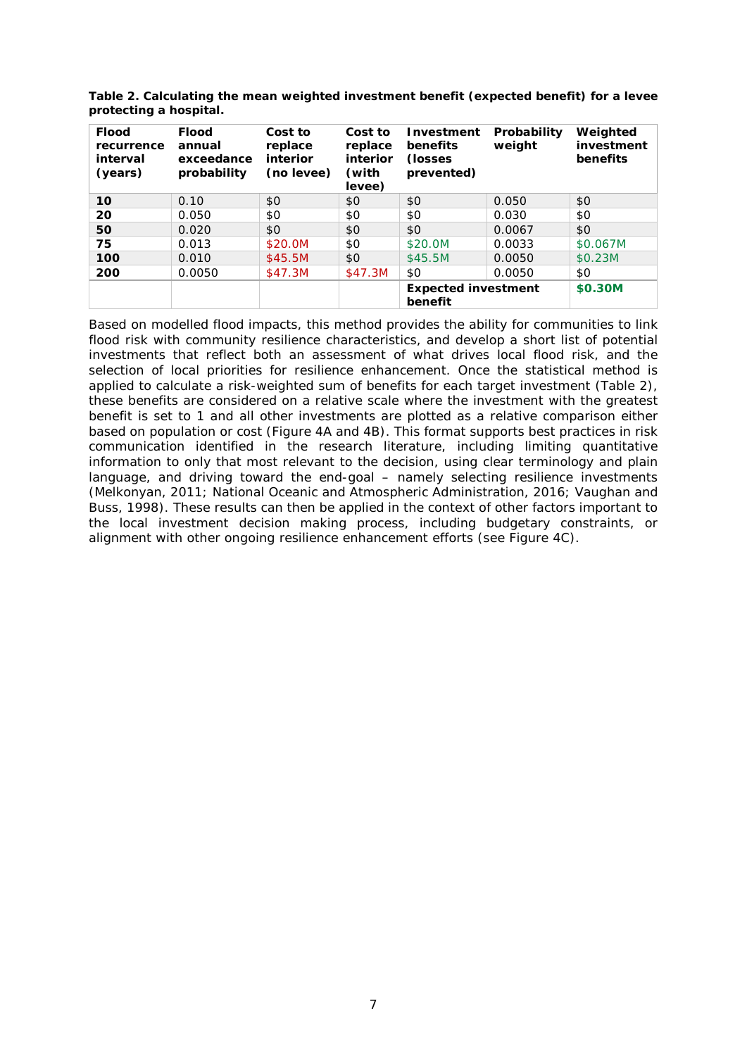**Table 2. Calculating the mean weighted investment benefit (expected benefit) for a levee protecting a hospital.**

| Flood recurrence interval (years) | Flood annual exceedance probability | Cost to replace interior (no levee) | Cost to replace interior (with levee) | Investment benefits (losses prevented) | Probability weight | Weighted investment benefits |
|---|---|---|---|---|---|---|
| **10** | 0.10 | $0 | $0 | $0 | 0.050 | $0 |
| **20** | 0.050 | $0 | $0 | $0 | 0.030 | $0 |
| **50** | 0.020 | $0 | $0 | $0 | 0.0067 | $0 |
| **75** | 0.013 | $20.0M | $0 | $20.0M | 0.0033 | $0.067M |
| **100** | 0.010 | $45.5M | $0 | $45.5M | 0.0050 | $0.23M |
| **200** | 0.0050 | $47.3M | $47.3M | $0 | 0.0050 | $0 |
| | | | | **Expected investment benefit** | | **$0.30M** |

Based on modelled flood impacts, this method provides the ability for communities to link flood risk with community resilience characteristics, and develop a short list of potential investments that reflect both an assessment of what drives local flood risk, and the selection of local priorities for resilience enhancement. Once the statistical method is applied to calculate a risk-weighted sum of benefits for each target investment (Table 2), these benefits are considered on a relative scale where the investment with the greatest benefit is set to 1 and all other investments are plotted as a relative comparison either based on population or cost (Figure 4A and 4B). This format supports best practices in risk communication identified in the research literature, including limiting quantitative information to only that most relevant to the decision, using clear terminology and plain language, and driving toward the end-goal – namely selecting resilience investments (Melkonyan, 2011; National Oceanic and Atmospheric Administration, 2016; Vaughan and Buss, 1998). These results can then be applied in the context of other factors important to the local investment decision making process, including budgetary constraints, or alignment with other ongoing resilience enhancement efforts (see Figure 4C).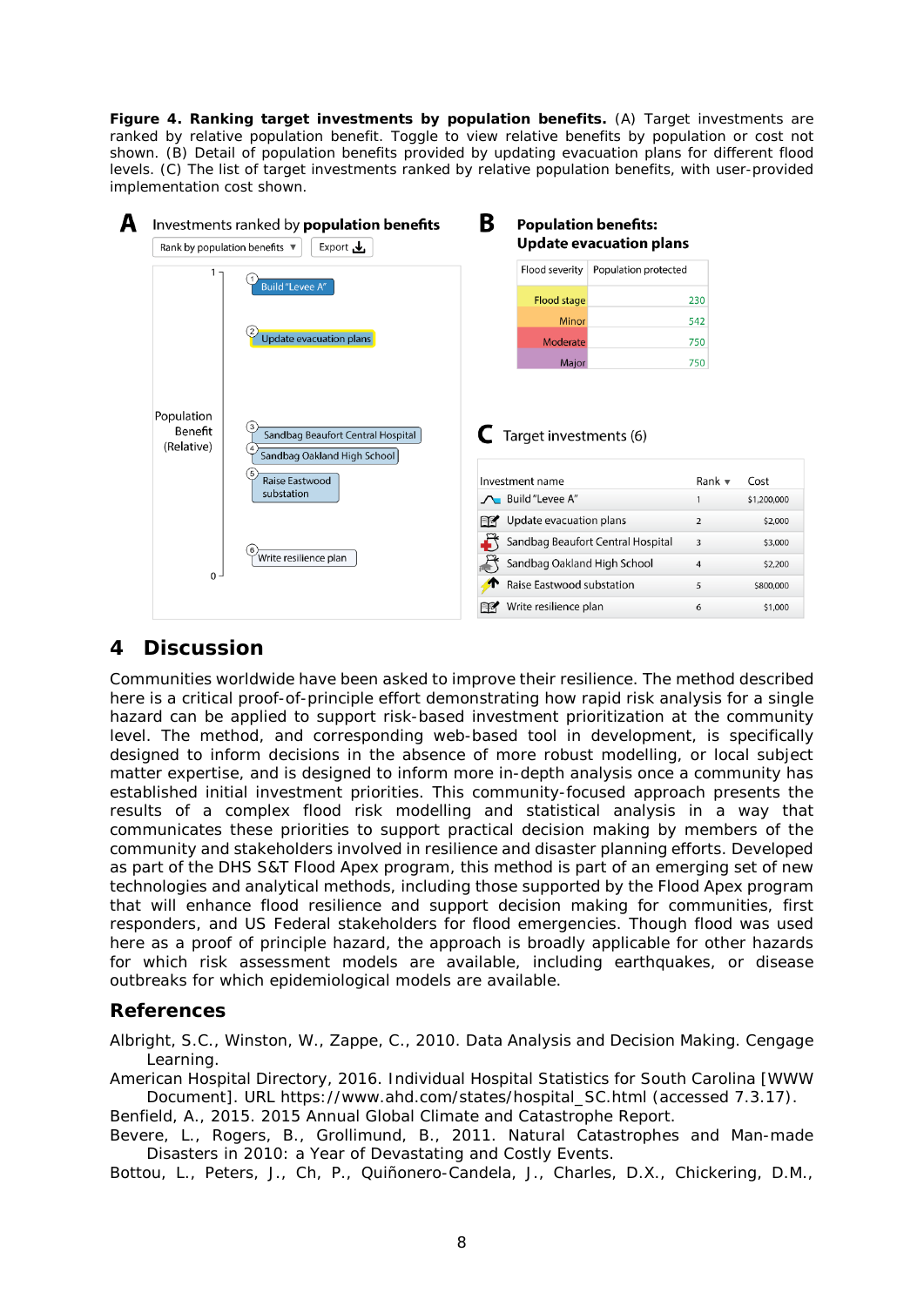**Figure 4. Ranking target investments by population benefits.** (A) Target investments are ranked by relative population benefit. Toggle to view relative benefits by population or cost not shown. (B) Detail of population benefits provided by updating evacuation plans for different flood levels. (C) The list of target investments ranked by relative population benefits, with user-provided implementation cost shown.

**A** Investments ranked by **population benefits**

Rank by population benefits ▾ | Export

Population Benefit (Relative)

1. Build "Levee A"
2. Update evacuation plans
3. Sandbag Beaufort Central Hospital
4. Sandbag Oakland High School
5. Raise Eastwood substation
6. Write resilience plan

**B Population benefits: Update evacuation plans**

| Flood severity | Population protected |
| --- | --- |
| Flood stage | 230 |
| Minor | 542 |
| Moderate | 750 |
| Major | 750 |

**C** Target investments (6)

| Investment name | Rank ▾ | Cost |
| --- | --- | --- |
| Build "Levee A" | 1 | $1,200,000 |
| Update evacuation plans | 2 | $2,000 |
| Sandbag Beaufort Central Hospital | 3 | $3,000 |
| Sandbag Oakland High School | 4 | $2,200 |
| Raise Eastwood substation | 5 | $800,000 |
| Write resilience plan | 6 | $1,000 |

## 4 Discussion

Communities worldwide have been asked to improve their resilience. The method described here is a critical proof-of-principle effort demonstrating how rapid risk analysis for a single hazard can be applied to support risk-based investment prioritization at the community level. The method, and corresponding web-based tool in development, is specifically designed to inform decisions in the absence of more robust modelling, or local subject matter expertise, and is designed to inform more in-depth analysis once a community has established initial investment priorities. This community-focused approach presents the results of a complex flood risk modelling and statistical analysis in a way that communicates these priorities to support practical decision making by members of the community and stakeholders involved in resilience and disaster planning efforts. Developed as part of the DHS S&T Flood Apex program, this method is part of an emerging set of new technologies and analytical methods, including those supported by the Flood Apex program that will enhance flood resilience and support decision making for communities, first responders, and US Federal stakeholders for flood emergencies. Though flood was used here as a proof of principle hazard, the approach is broadly applicable for other hazards for which risk assessment models are available, including earthquakes, or disease outbreaks for which epidemiological models are available.

## References

Albright, S.C., Winston, W., Zappe, C., 2010. Data Analysis and Decision Making. Cengage Learning.

American Hospital Directory, 2016. Individual Hospital Statistics for South Carolina [WWW Document]. URL https://www.ahd.com/states/hospital_SC.html (accessed 7.3.17).

Benfield, A., 2015. 2015 Annual Global Climate and Catastrophe Report.

Bevere, L., Rogers, B., Grollimund, B., 2011. Natural Catastrophes and Man-made Disasters in 2010: a Year of Devastating and Costly Events.

Bottou, L., Peters, J., Ch, P., Quiñonero-Candela, J., Charles, D.X., Chickering, D.M.,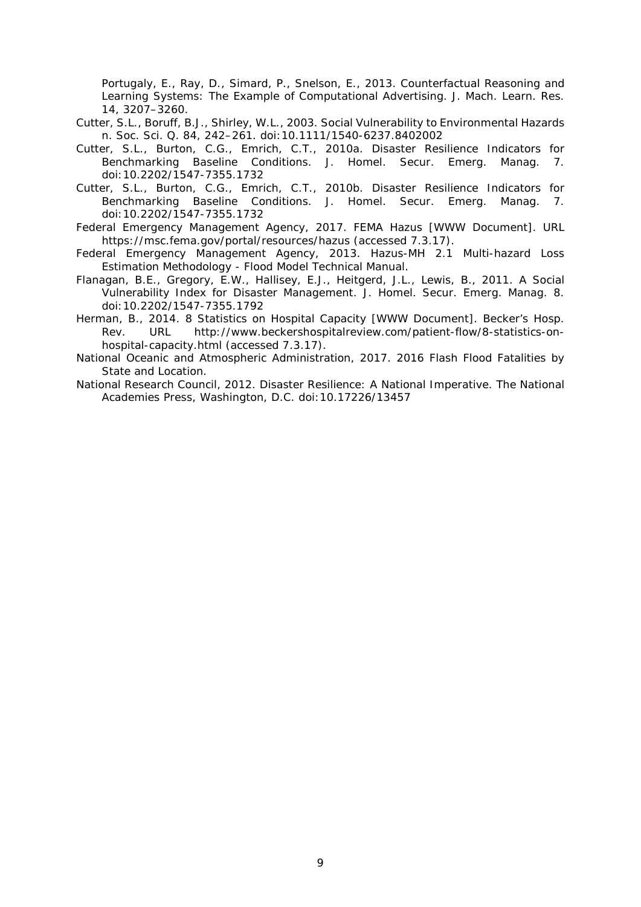Portugaly, E., Ray, D., Simard, P., Snelson, E., 2013. Counterfactual Reasoning and Learning Systems: The Example of Computational Advertising. J. Mach. Learn. Res. 14, 3207–3260.

Cutter, S.L., Boruff, B.J., Shirley, W.L., 2003. Social Vulnerability to Environmental Hazards n. Soc. Sci. Q. 84, 242–261. doi:10.1111/1540-6237.8402002

Cutter, S.L., Burton, C.G., Emrich, C.T., 2010a. Disaster Resilience Indicators for Benchmarking Baseline Conditions. J. Homel. Secur. Emerg. Manag. 7. doi:10.2202/1547-7355.1732

Cutter, S.L., Burton, C.G., Emrich, C.T., 2010b. Disaster Resilience Indicators for Benchmarking Baseline Conditions. J. Homel. Secur. Emerg. Manag. 7. doi:10.2202/1547-7355.1732

Federal Emergency Management Agency, 2017. FEMA Hazus [WWW Document]. URL https://msc.fema.gov/portal/resources/hazus (accessed 7.3.17).

Federal Emergency Management Agency, 2013. Hazus-MH 2.1 Multi-hazard Loss Estimation Methodology - Flood Model Technical Manual.

Flanagan, B.E., Gregory, E.W., Hallisey, E.J., Heitgerd, J.L., Lewis, B., 2011. A Social Vulnerability Index for Disaster Management. J. Homel. Secur. Emerg. Manag. 8. doi:10.2202/1547-7355.1792

Herman, B., 2014. 8 Statistics on Hospital Capacity [WWW Document]. Becker's Hosp. Rev. URL http://www.beckershospitalreview.com/patient-flow/8-statistics-on-hospital-capacity.html (accessed 7.3.17).

National Oceanic and Atmospheric Administration, 2017. 2016 Flash Flood Fatalities by State and Location.

National Research Council, 2012. Disaster Resilience: A National Imperative. The National Academies Press, Washington, D.C. doi:10.17226/13457